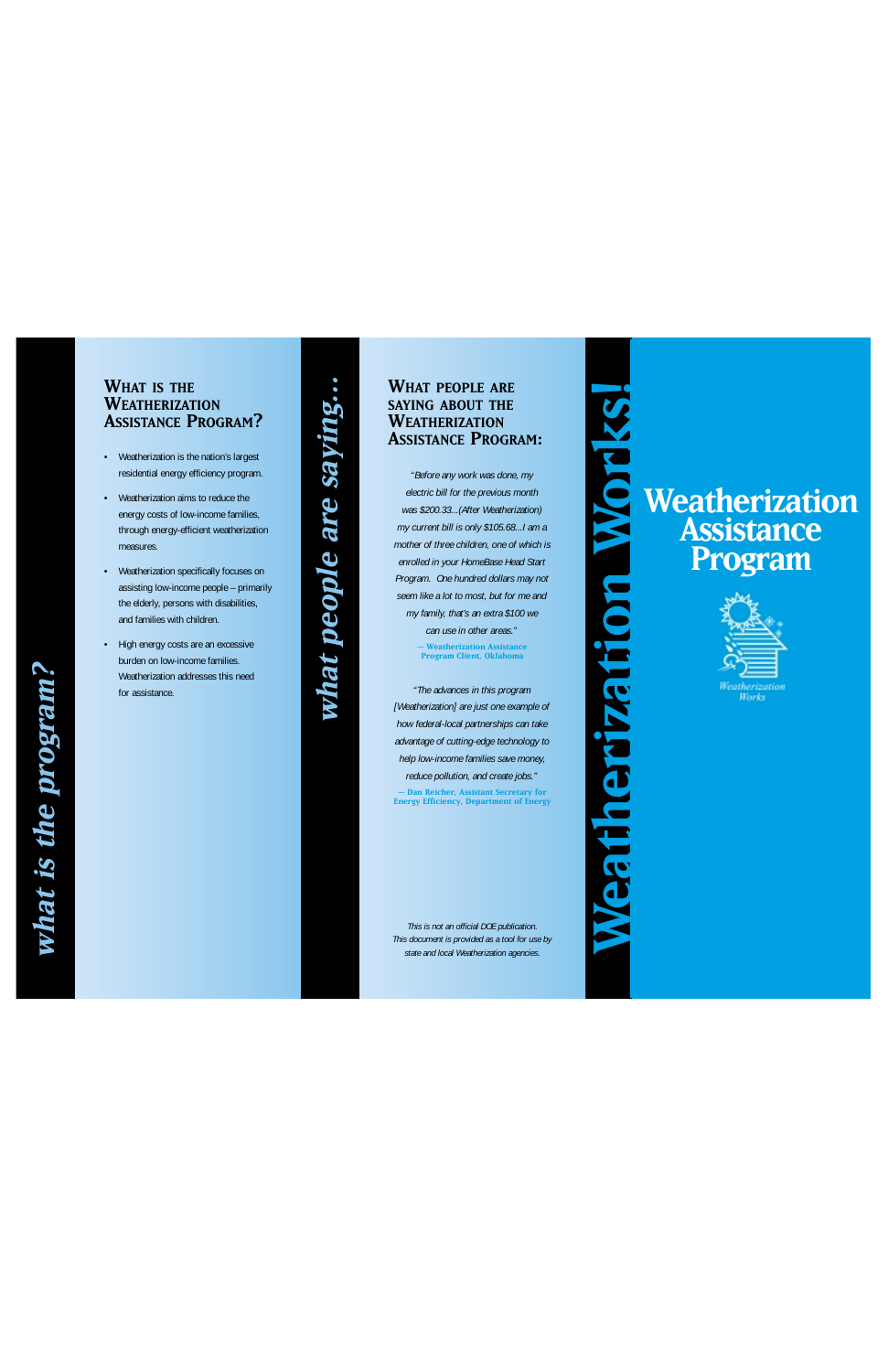*what is the program?*

## What is the Weatherization Assistance Program?

- Weatherization is the nation's largest residential energy efficiency program.
- Weatherization aims to reduce the energy costs of low-income families, through energy-efficient weatherization measures.
- Weatherization specifically focuses on assisting low-income people – primarily the elderly, persons with disabilities, and families with children.
- High energy costs are an excessive burden on low-income families. Weatherization addresses this need for assistance.

*what people are saying...*

## What people are saying about the Weatherization Assistance Program:

*"Before any work was done, my electric bill for the previous month was $200.33...(After Weatherization) my current bill is only $105.68...I am a mother of three children, one of which is enrolled in your HomeBase Head Start Program. One hundred dollars may not seem like a lot to most, but for me and my family, that's an extra $100 we can use in other areas."*

— Weatherization Assistance Program Client, Oklahoma

*"The advances in this program [Weatherization] are just one example of how federal-local partnerships can take advantage of cutting-edge technology to help low-income families save money, reduce pollution, and create jobs."*

— Dan Reicher, Assistant Secretary for Energy Efficiency, Department of Energy

*This is not an official DOE publication. This document is provided as a tool for use by state and local Weatherization agencies.*

**Weatherization Works!**

# Weatherization Assistance Program

*Weatherization Works*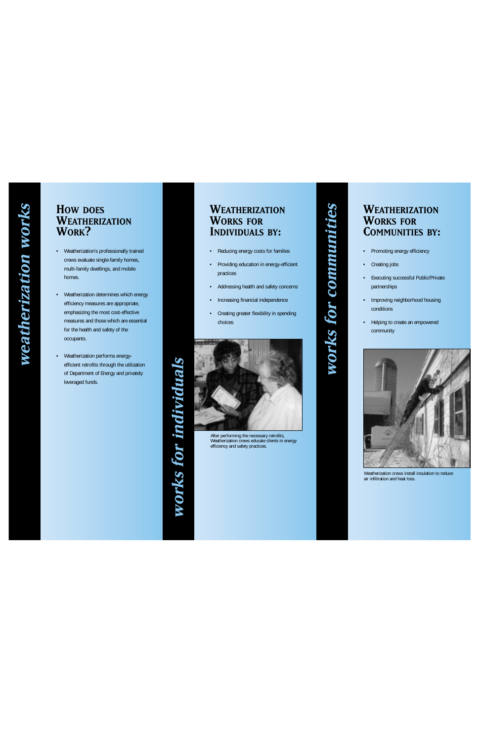*weatherization works*

## How does Weatherization Work?

- Weatherization's professionally trained crews evaluate single-family homes, multi-family dwellings, and mobile homes.
- Weatherization determines which energy efficiency measures are appropriate, emphasizing the most cost-effective measures and those which are essential for the health and safety of the occupants.
- Weatherization performs energy-efficient retrofits through the utilization of Department of Energy and privately leveraged funds.

*works for individuals*

## Weatherization Works for Individuals by:

- Reducing energy costs for families
- Providing education in energy-efficient practices
- Addressing health and safety concerns
- Increasing financial independence
- Creating greater flexibility in spending choices

After performing the necessary retrofits, Weatherization crews educate clients in energy efficiency and safety practices.

*works for communities*

## Weatherization Works for Communities by:

- Promoting energy efficiency
- Creating jobs
- Executing successful Public/Private partnerships
- Improving neighborhood housing conditions
- Helping to create an empowered community

Weatherization crews install insulation to reduce air infiltration and heat loss.